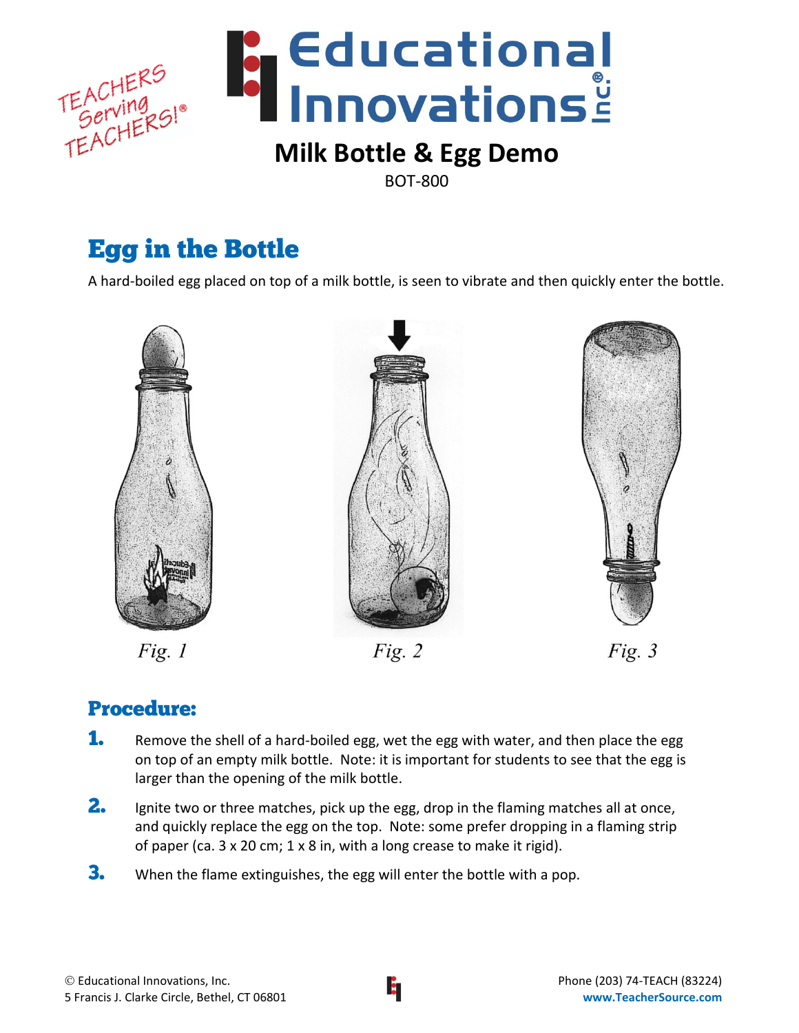# Educational Innovations Inc.

TEACHERS Serving TEACHERS!®

## Milk Bottle & Egg Demo

BOT-800

## Egg in the Bottle

A hard-boiled egg placed on top of a milk bottle, is seen to vibrate and then quickly enter the bottle.

*Fig. 1* *Fig. 2* *Fig. 3*

## Procedure:

1. Remove the shell of a hard-boiled egg, wet the egg with water, and then place the egg on top of an empty milk bottle. Note: it is important for students to see that the egg is larger than the opening of the milk bottle.
2. Ignite two or three matches, pick up the egg, drop in the flaming matches all at once, and quickly replace the egg on the top. Note: some prefer dropping in a flaming strip of paper (ca. 3 x 20 cm; 1 x 8 in, with a long crease to make it rigid).
3. When the flame extinguishes, the egg will enter the bottle with a pop.

© Educational Innovations, Inc.
5 Francis J. Clarke Circle, Bethel, CT 06801

Phone (203) 74-TEACH (83224)
www.TeacherSource.com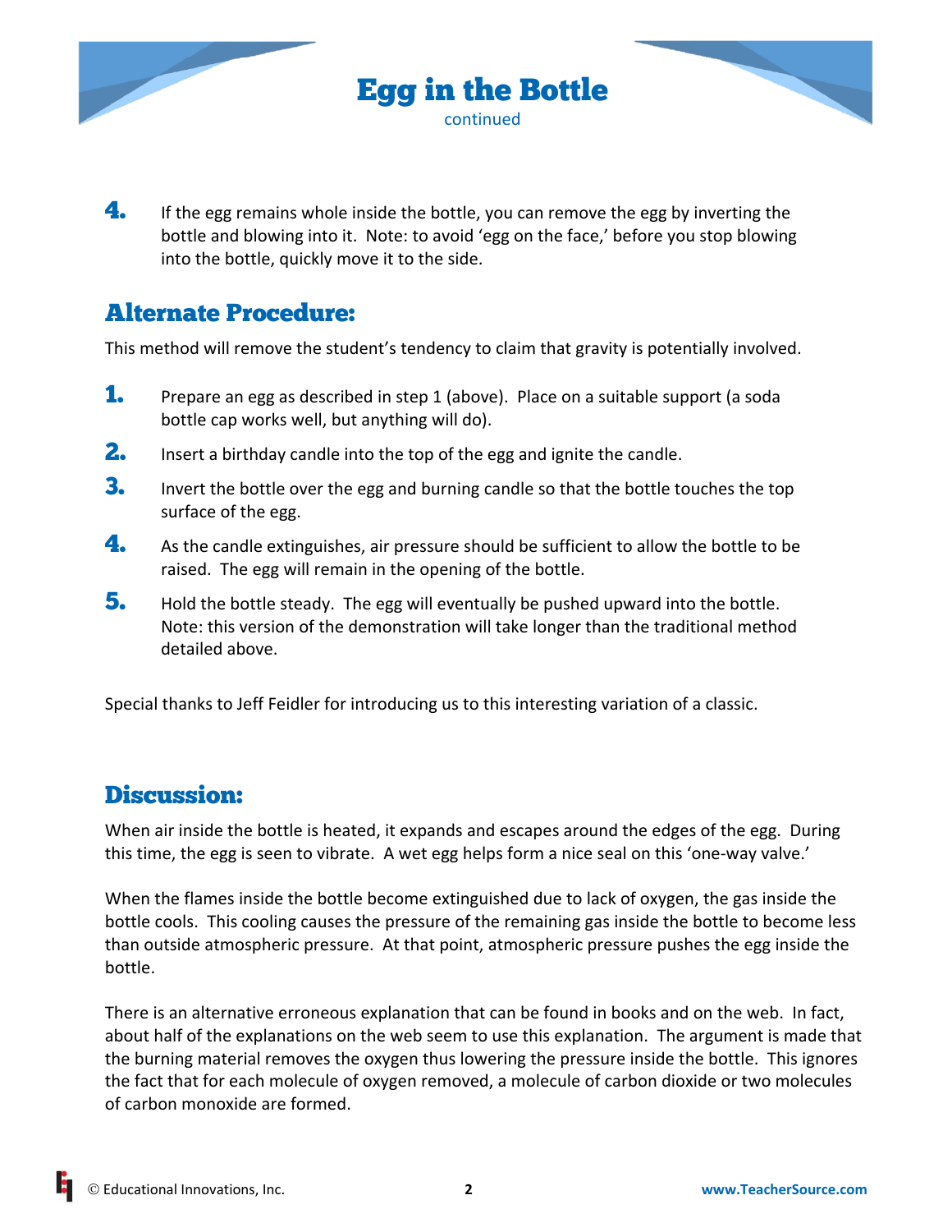# Egg in the Bottle

continued

4. If the egg remains whole inside the bottle, you can remove the egg by inverting the bottle and blowing into it. Note: to avoid 'egg on the face,' before you stop blowing into the bottle, quickly move it to the side.

## Alternate Procedure:

This method will remove the student's tendency to claim that gravity is potentially involved.

1. Prepare an egg as described in step 1 (above). Place on a suitable support (a soda bottle cap works well, but anything will do).
2. Insert a birthday candle into the top of the egg and ignite the candle.
3. Invert the bottle over the egg and burning candle so that the bottle touches the top surface of the egg.
4. As the candle extinguishes, air pressure should be sufficient to allow the bottle to be raised. The egg will remain in the opening of the bottle.
5. Hold the bottle steady. The egg will eventually be pushed upward into the bottle. Note: this version of the demonstration will take longer than the traditional method detailed above.

Special thanks to Jeff Feidler for introducing us to this interesting variation of a classic.

## Discussion:

When air inside the bottle is heated, it expands and escapes around the edges of the egg. During this time, the egg is seen to vibrate. A wet egg helps form a nice seal on this 'one-way valve.'

When the flames inside the bottle become extinguished due to lack of oxygen, the gas inside the bottle cools. This cooling causes the pressure of the remaining gas inside the bottle to become less than outside atmospheric pressure. At that point, atmospheric pressure pushes the egg inside the bottle.

There is an alternative erroneous explanation that can be found in books and on the web. In fact, about half of the explanations on the web seem to use this explanation. The argument is made that the burning material removes the oxygen thus lowering the pressure inside the bottle. This ignores the fact that for each molecule of oxygen removed, a molecule of carbon dioxide or two molecules of carbon monoxide are formed.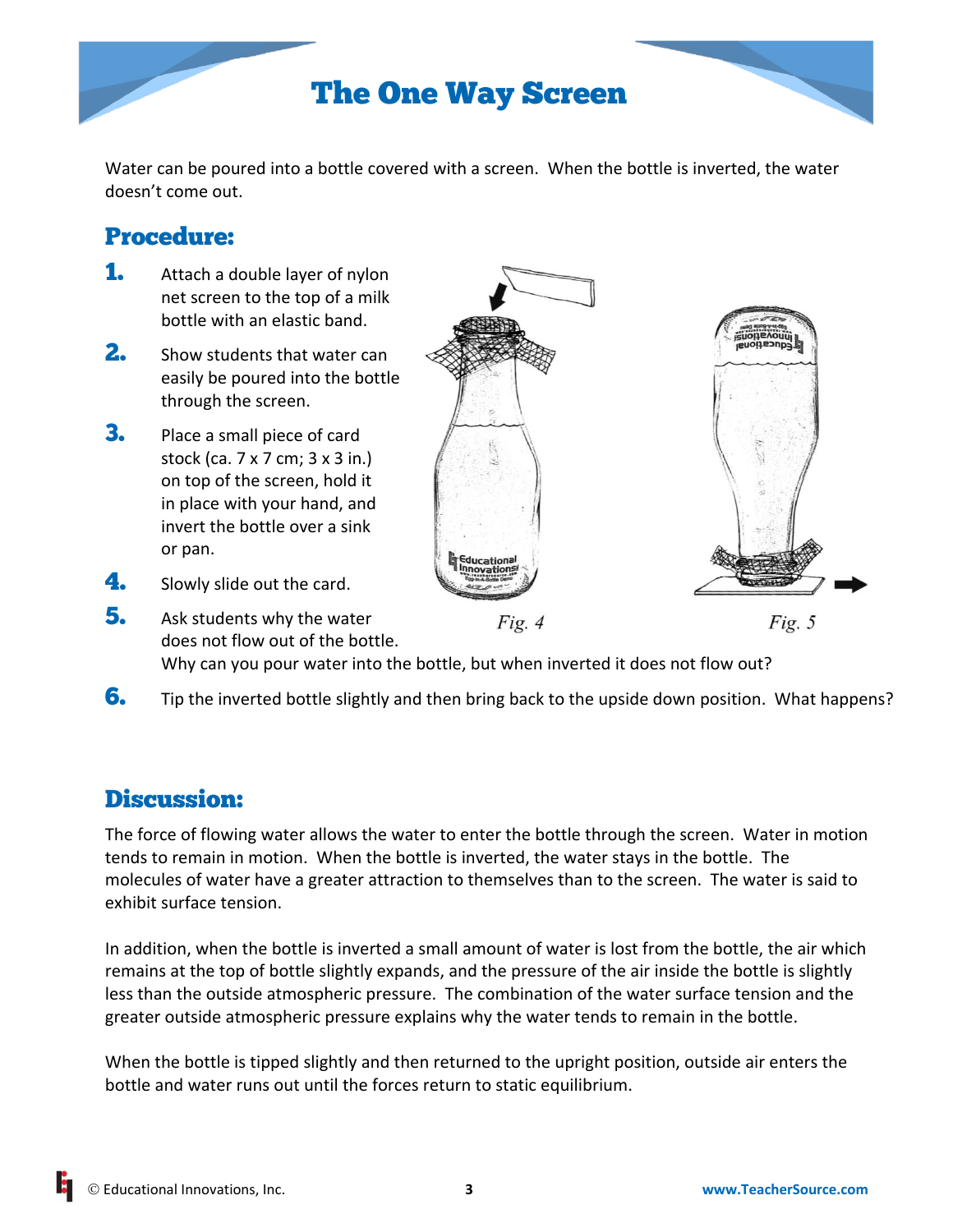# The One Way Screen

Water can be poured into a bottle covered with a screen. When the bottle is inverted, the water doesn't come out.

## Procedure:

1. Attach a double layer of nylon net screen to the top of a milk bottle with an elastic band.
2. Show students that water can easily be poured into the bottle through the screen.
3. Place a small piece of card stock (ca. 7 x 7 cm; 3 x 3 in.) on top of the screen, hold it in place with your hand, and invert the bottle over a sink or pan.
4. Slowly slide out the card.
5. Ask students why the water does not flow out of the bottle. Why can you pour water into the bottle, but when inverted it does not flow out?
6. Tip the inverted bottle slightly and then bring back to the upside down position. What happens?

*Fig. 4*

*Fig. 5*

## Discussion:

The force of flowing water allows the water to enter the bottle through the screen. Water in motion tends to remain in motion. When the bottle is inverted, the water stays in the bottle. The molecules of water have a greater attraction to themselves than to the screen. The water is said to exhibit surface tension.

In addition, when the bottle is inverted a small amount of water is lost from the bottle, the air which remains at the top of bottle slightly expands, and the pressure of the air inside the bottle is slightly less than the outside atmospheric pressure. The combination of the water surface tension and the greater outside atmospheric pressure explains why the water tends to remain in the bottle.

When the bottle is tipped slightly and then returned to the upright position, outside air enters the bottle and water runs out until the forces return to static equilibrium.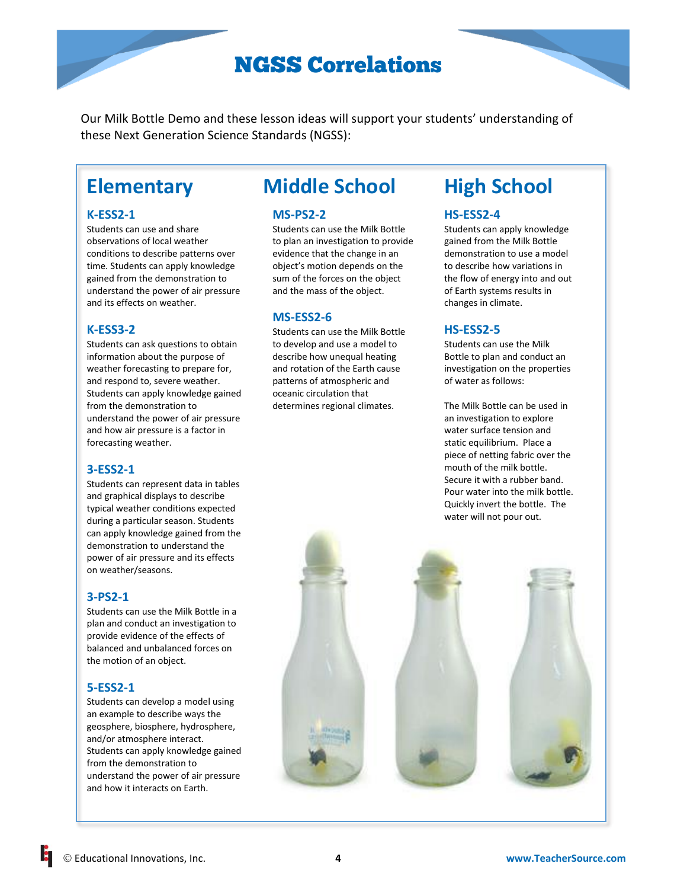# NGSS Correlations

Our Milk Bottle Demo and these lesson ideas will support your students' understanding of these Next Generation Science Standards (NGSS):

## Elementary

### K-ESS2-1

Students can use and share observations of local weather conditions to describe patterns over time. Students can apply knowledge gained from the demonstration to understand the power of air pressure and its effects on weather.

### K-ESS3-2

Students can ask questions to obtain information about the purpose of weather forecasting to prepare for, and respond to, severe weather. Students can apply knowledge gained from the demonstration to understand the power of air pressure and how air pressure is a factor in forecasting weather.

### 3-ESS2-1

Students can represent data in tables and graphical displays to describe typical weather conditions expected during a particular season. Students can apply knowledge gained from the demonstration to understand the power of air pressure and its effects on weather/seasons.

### 3-PS2-1

Students can use the Milk Bottle in a plan and conduct an investigation to provide evidence of the effects of balanced and unbalanced forces on the motion of an object.

### 5-ESS2-1

Students can develop a model using an example to describe ways the geosphere, biosphere, hydrosphere, and/or atmosphere interact. Students can apply knowledge gained from the demonstration to understand the power of air pressure and how it interacts on Earth.

## Middle School

### MS-PS2-2

Students can use the Milk Bottle to plan an investigation to provide evidence that the change in an object's motion depends on the sum of the forces on the object and the mass of the object.

### MS-ESS2-6

Students can use the Milk Bottle to develop and use a model to describe how unequal heating and rotation of the Earth cause patterns of atmospheric and oceanic circulation that determines regional climates.

## High School

### HS-ESS2-4

Students can apply knowledge gained from the Milk Bottle demonstration to use a model to describe how variations in the flow of energy into and out of Earth systems results in changes in climate.

### HS-ESS2-5

Students can use the Milk Bottle to plan and conduct an investigation on the properties of water as follows:

The Milk Bottle can be used in an investigation to explore water surface tension and static equilibrium. Place a piece of netting fabric over the mouth of the milk bottle. Secure it with a rubber band. Pour water into the milk bottle. Quickly invert the bottle. The water will not pour out.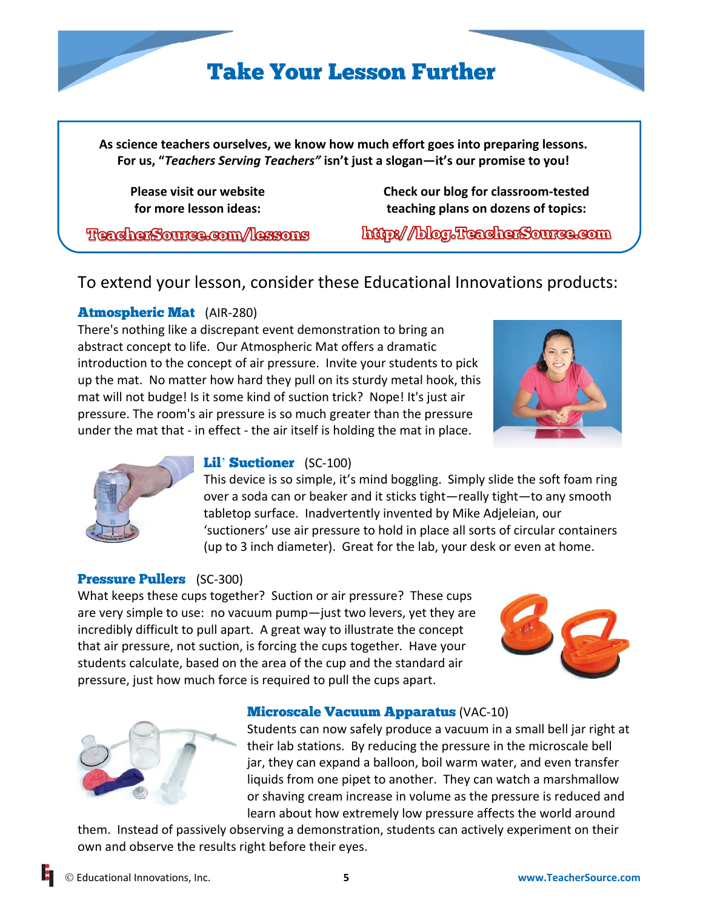# Take Your Lesson Further

**As science teachers ourselves, we know how much effort goes into preparing lessons. For us, "*Teachers Serving Teachers*" isn't just a slogan—it's our promise to you!**

**Please visit our website for more lesson ideas:**

TeacherSource.com/lessons

**Check our blog for classroom-tested teaching plans on dozens of topics:**

http://blog.TeacherSource.com

To extend your lesson, consider these Educational Innovations products:

### Atmospheric Mat (AIR-280)

There's nothing like a discrepant event demonstration to bring an abstract concept to life. Our Atmospheric Mat offers a dramatic introduction to the concept of air pressure. Invite your students to pick up the mat. No matter how hard they pull on its sturdy metal hook, this mat will not budge! Is it some kind of suction trick? Nope! It's just air pressure. The room's air pressure is so much greater than the pressure under the mat that - in effect - the air itself is holding the mat in place.

### Lil' Suctioner (SC-100)

This device is so simple, it's mind boggling. Simply slide the soft foam ring over a soda can or beaker and it sticks tight—really tight—to any smooth tabletop surface. Inadvertently invented by Mike Adjeleian, our 'suctioners' use air pressure to hold in place all sorts of circular containers (up to 3 inch diameter). Great for the lab, your desk or even at home.

### Pressure Pullers (SC-300)

What keeps these cups together? Suction or air pressure? These cups are very simple to use: no vacuum pump—just two levers, yet they are incredibly difficult to pull apart. A great way to illustrate the concept that air pressure, not suction, is forcing the cups together. Have your students calculate, based on the area of the cup and the standard air pressure, just how much force is required to pull the cups apart.

### Microscale Vacuum Apparatus (VAC-10)

Students can now safely produce a vacuum in a small bell jar right at their lab stations. By reducing the pressure in the microscale bell jar, they can expand a balloon, boil warm water, and even transfer liquids from one pipet to another. They can watch a marshmallow or shaving cream increase in volume as the pressure is reduced and learn about how extremely low pressure affects the world around them. Instead of passively observing a demonstration, students can actively experiment on their own and observe the results right before their eyes.